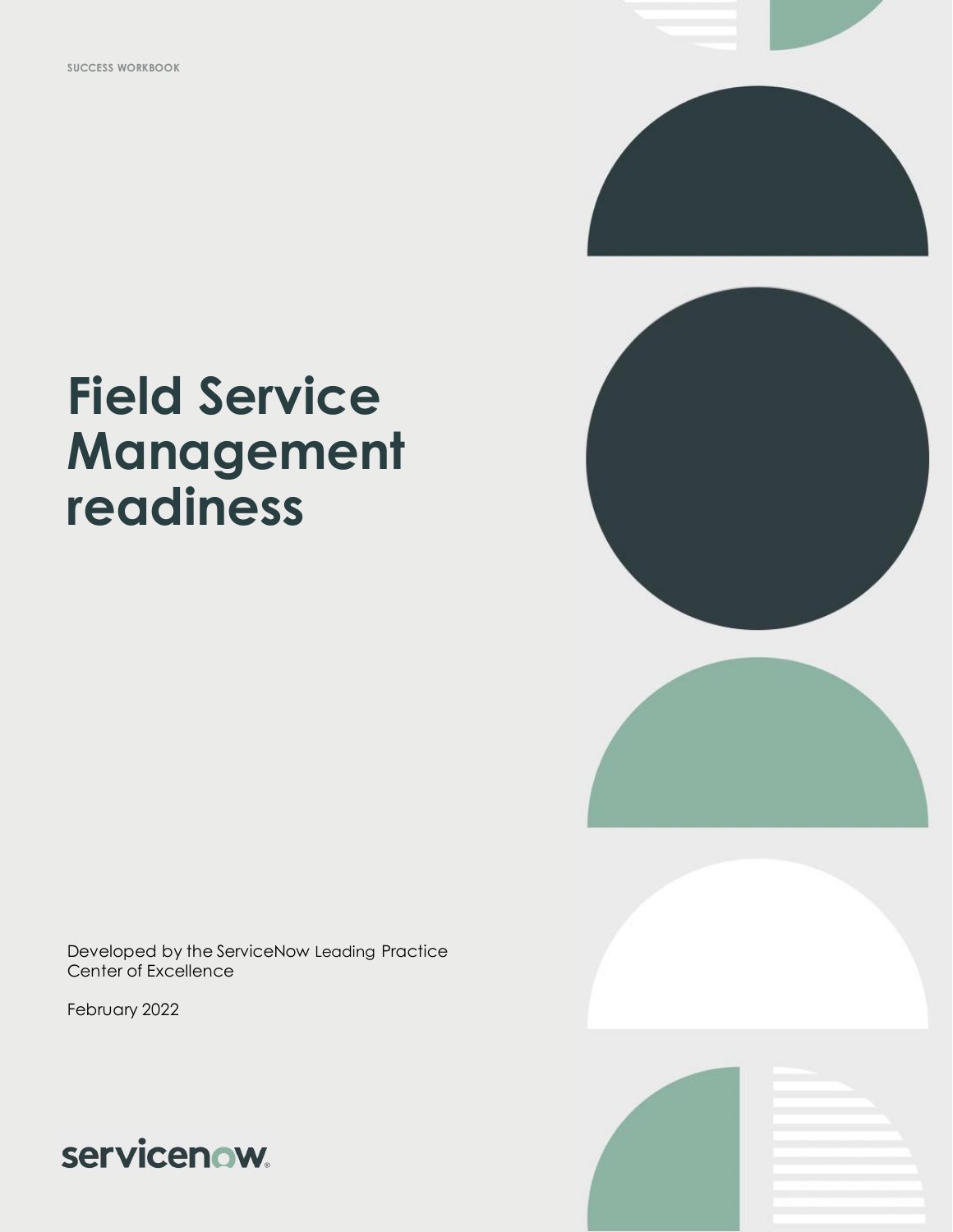SUCCESS WORKBOOK

# Field Service Management readiness

Developed by the ServiceNow Leading Practice Center of Excellence

February 2022

servicenow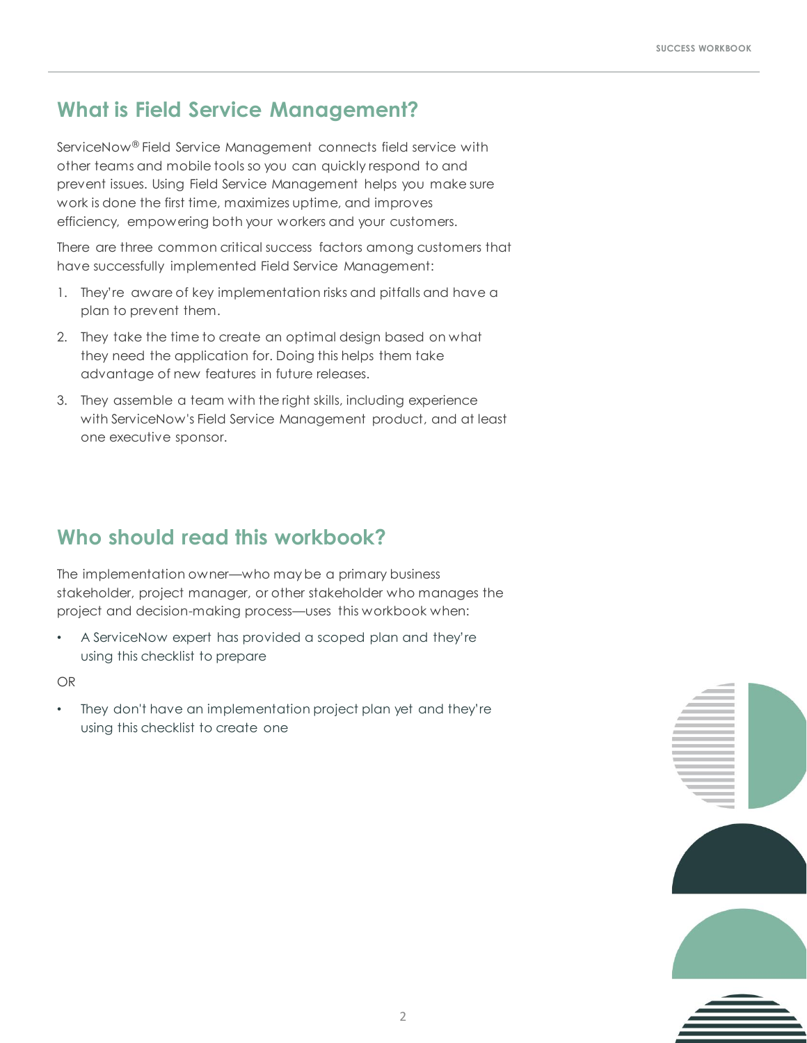## What is Field Service Management?

ServiceNow® Field Service Management connects field service with other teams and mobile tools so you can quickly respond to and prevent issues. Using Field Service Management helps you make sure work is done the first time, maximizes uptime, and improves efficiency, empowering both your workers and your customers.

There are three common critical success factors among customers that have successfully implemented Field Service Management:

1. They're aware of key implementation risks and pitfalls and have a plan to prevent them.
2. They take the time to create an optimal design based on what they need the application for. Doing this helps them take advantage of new features in future releases.
3. They assemble a team with the right skills, including experience with ServiceNow's Field Service Management product, and at least one executive sponsor.

## Who should read this workbook?

The implementation owner—who may be a primary business stakeholder, project manager, or other stakeholder who manages the project and decision-making process—uses this workbook when:

- A ServiceNow expert has provided a scoped plan and they're using this checklist to prepare

OR

- They don't have an implementation project plan yet and they're using this checklist to create one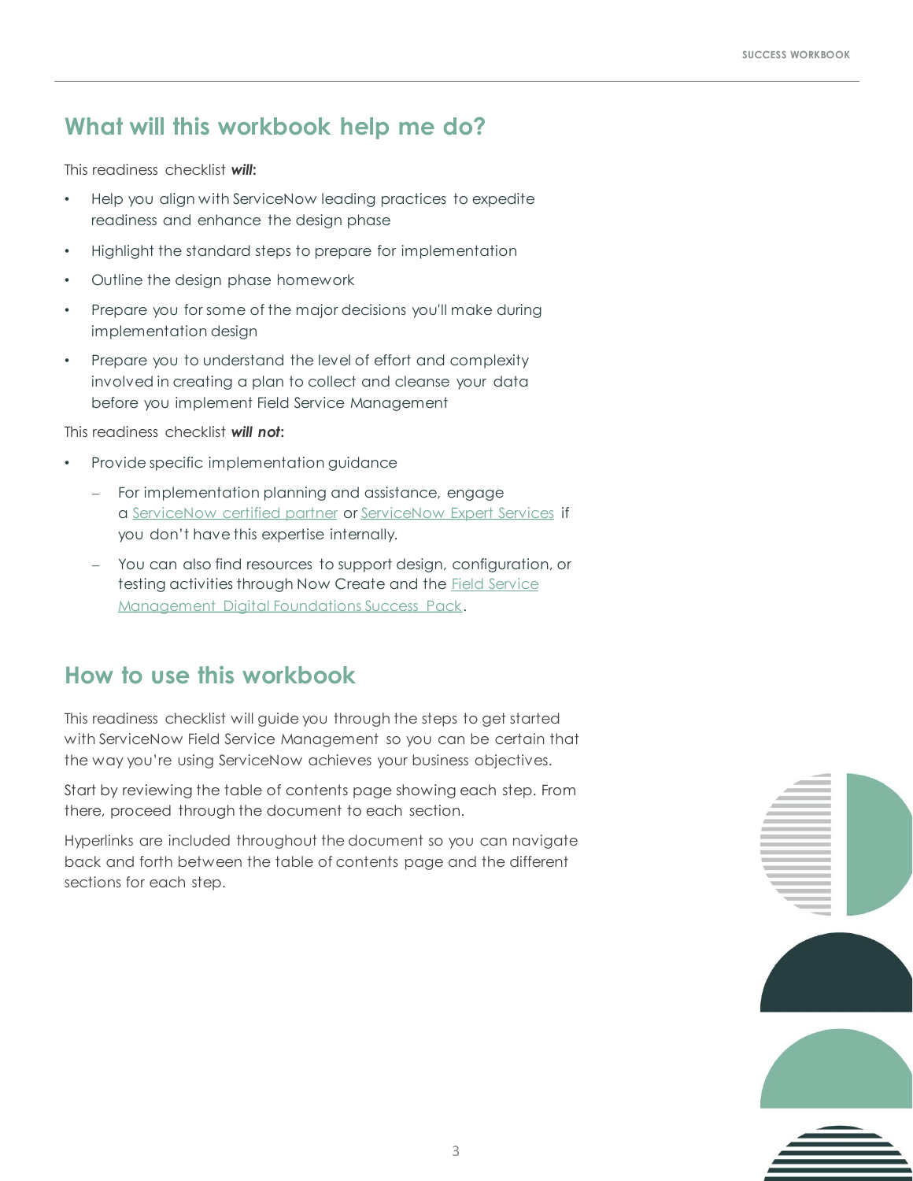## What will this workbook help me do?

This readiness checklist ***will***:

- Help you align with ServiceNow leading practices to expedite readiness and enhance the design phase
- Highlight the standard steps to prepare for implementation
- Outline the design phase homework
- Prepare you for some of the major decisions you'll make during implementation design
- Prepare you to understand the level of effort and complexity involved in creating a plan to collect and cleanse your data before you implement Field Service Management

This readiness checklist ***will not***:

- Provide specific implementation guidance
  - For implementation planning and assistance, engage a ServiceNow certified partner or ServiceNow Expert Services if you don't have this expertise internally.
  - You can also find resources to support design, configuration, or testing activities through Now Create and the Field Service Management Digital Foundations Success Pack.

## How to use this workbook

This readiness checklist will guide you through the steps to get started with ServiceNow Field Service Management so you can be certain that the way you're using ServiceNow achieves your business objectives.

Start by reviewing the table of contents page showing each step. From there, proceed through the document to each section.

Hyperlinks are included throughout the document so you can navigate back and forth between the table of contents page and the different sections for each step.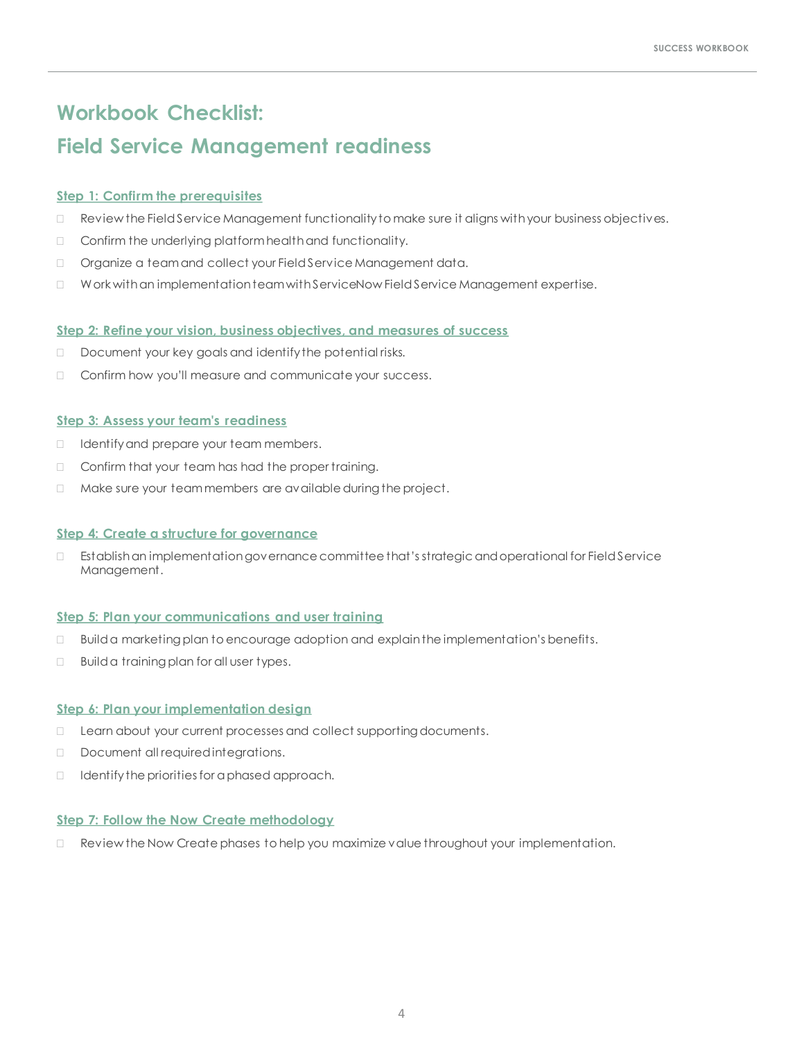# Workbook Checklist:
# Field Service Management readiness

### Step 1: Confirm the prerequisites

- ☐ Review the Field Service Management functionality to make sure it aligns with your business objectives.
- ☐ Confirm the underlying platform health and functionality.
- ☐ Organize a team and collect your Field Service Management data.
- ☐ Work with an implementation team with ServiceNow Field Service Management expertise.

### Step 2: Refine your vision, business objectives, and measures of success

- ☐ Document your key goals and identify the potential risks.
- ☐ Confirm how you'll measure and communicate your success.

### Step 3: Assess your team's readiness

- ☐ Identify and prepare your team members.
- ☐ Confirm that your team has had the proper training.
- ☐ Make sure your team members are available during the project.

### Step 4: Create a structure for governance

- ☐ Establish an implementation governance committee that's strategic and operational for Field Service Management.

### Step 5: Plan your communications and user training

- ☐ Build a marketing plan to encourage adoption and explain the implementation's benefits.
- ☐ Build a training plan for all user types.

### Step 6: Plan your implementation design

- ☐ Learn about your current processes and collect supporting documents.
- ☐ Document all required integrations.
- ☐ Identify the priorities for a phased approach.

### Step 7: Follow the Now Create methodology

- ☐ Review the Now Create phases to help you maximize value throughout your implementation.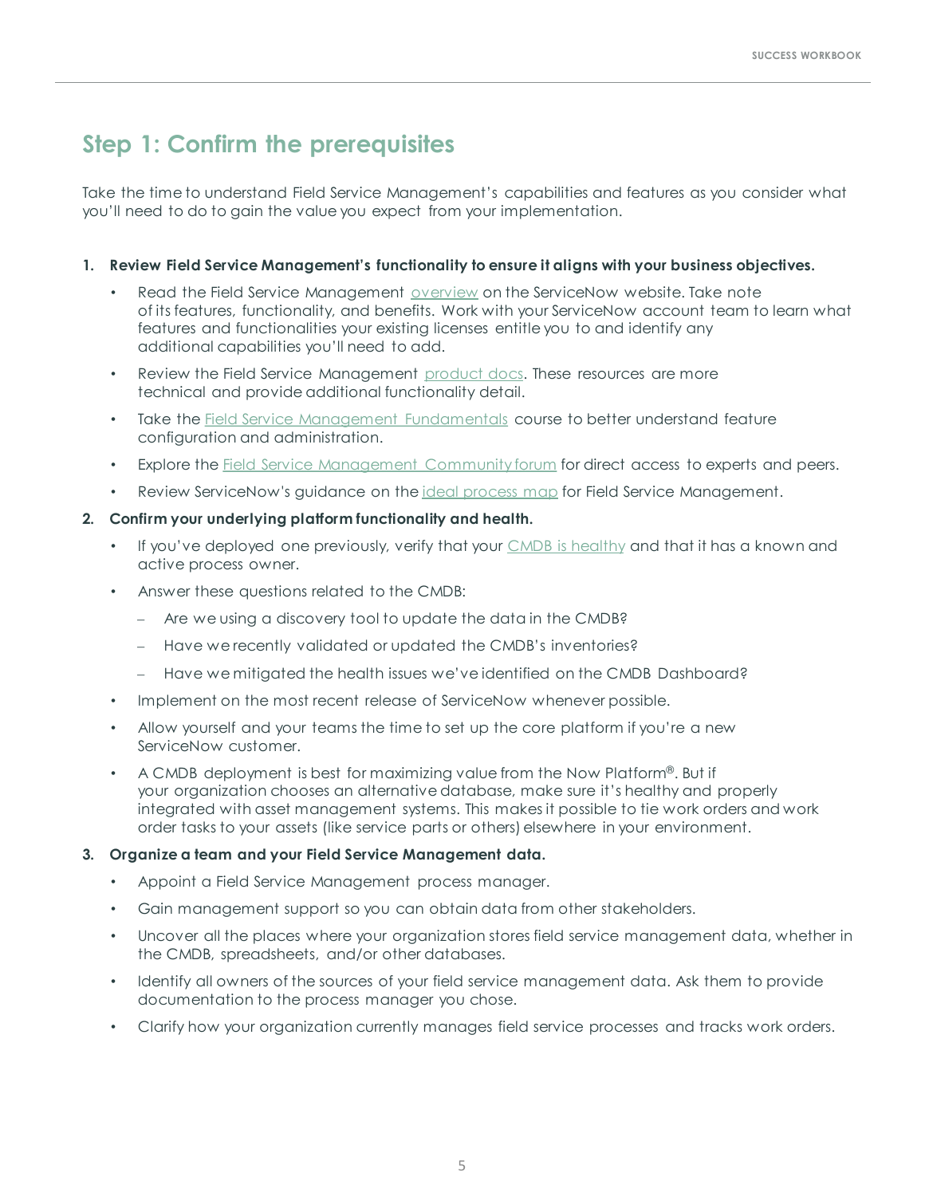## Step 1: Confirm the prerequisites

Take the time to understand Field Service Management's capabilities and features as you consider what you'll need to do to gain the value you expect from your implementation.

1. **Review Field Service Management's functionality to ensure it aligns with your business objectives.**
   - Read the Field Service Management overview on the ServiceNow website. Take note of its features, functionality, and benefits. Work with your ServiceNow account team to learn what features and functionalities your existing licenses entitle you to and identify any additional capabilities you'll need to add.
   - Review the Field Service Management product docs. These resources are more technical and provide additional functionality detail.
   - Take the Field Service Management Fundamentals course to better understand feature configuration and administration.
   - Explore the Field Service Management Community forum for direct access to experts and peers.
   - Review ServiceNow's guidance on the ideal process map for Field Service Management.
2. **Confirm your underlying platform functionality and health.**
   - If you've deployed one previously, verify that your CMDB is healthy and that it has a known and active process owner.
   - Answer these questions related to the CMDB:
     - Are we using a discovery tool to update the data in the CMDB?
     - Have we recently validated or updated the CMDB's inventories?
     - Have we mitigated the health issues we've identified on the CMDB Dashboard?
   - Implement on the most recent release of ServiceNow whenever possible.
   - Allow yourself and your teams the time to set up the core platform if you're a new ServiceNow customer.
   - A CMDB deployment is best for maximizing value from the Now Platform®. But if your organization chooses an alternative database, make sure it's healthy and properly integrated with asset management systems. This makes it possible to tie work orders and work order tasks to your assets (like service parts or others) elsewhere in your environment.
3. **Organize a team and your Field Service Management data.**
   - Appoint a Field Service Management process manager.
   - Gain management support so you can obtain data from other stakeholders.
   - Uncover all the places where your organization stores field service management data, whether in the CMDB, spreadsheets, and/or other databases.
   - Identify all owners of the sources of your field service management data. Ask them to provide documentation to the process manager you chose.
   - Clarify how your organization currently manages field service processes and tracks work orders.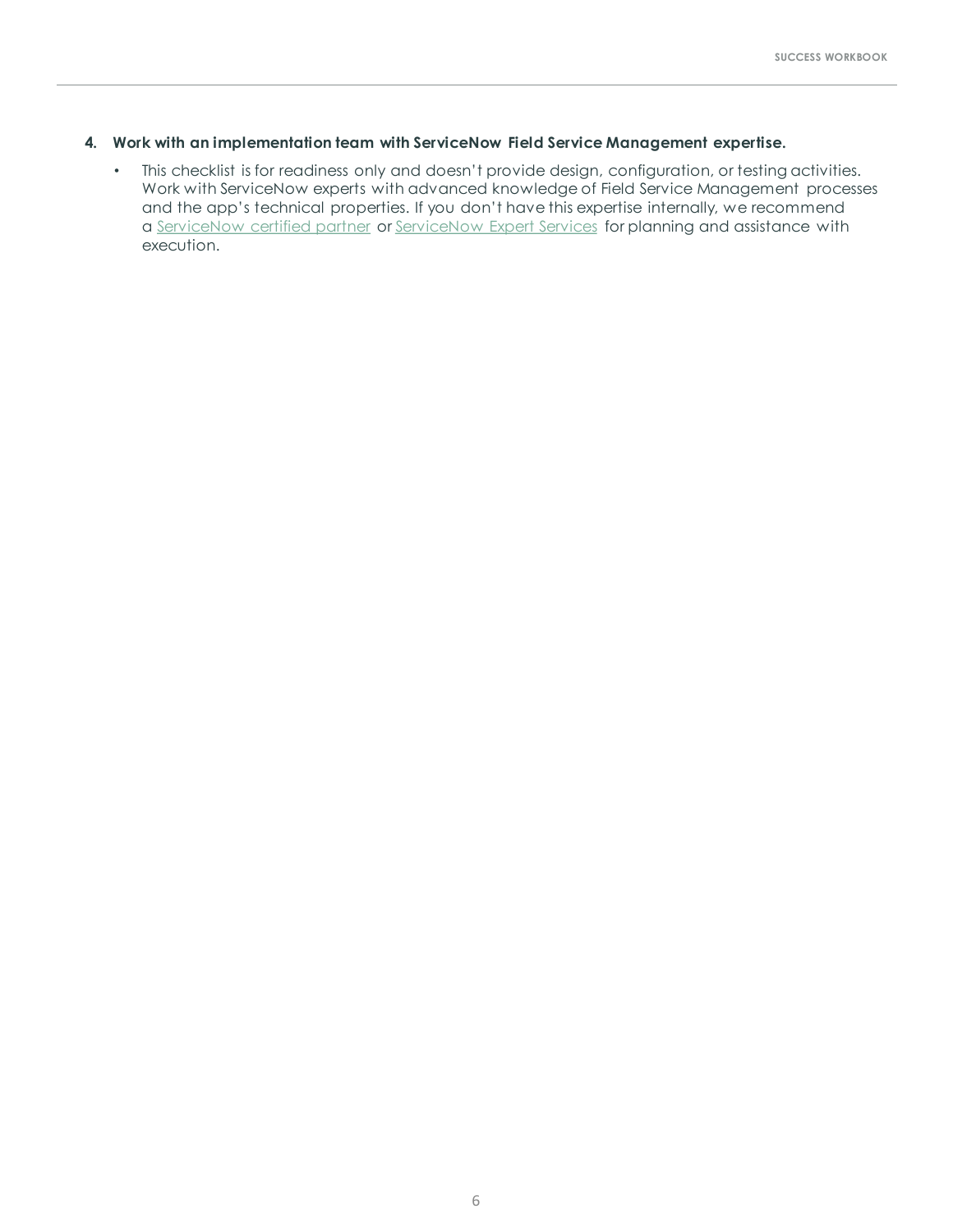4. **Work with an implementation team with ServiceNow Field Service Management expertise.**
    - This checklist is for readiness only and doesn't provide design, configuration, or testing activities. Work with ServiceNow experts with advanced knowledge of Field Service Management processes and the app's technical properties. If you don't have this expertise internally, we recommend a ServiceNow certified partner or ServiceNow Expert Services for planning and assistance with execution.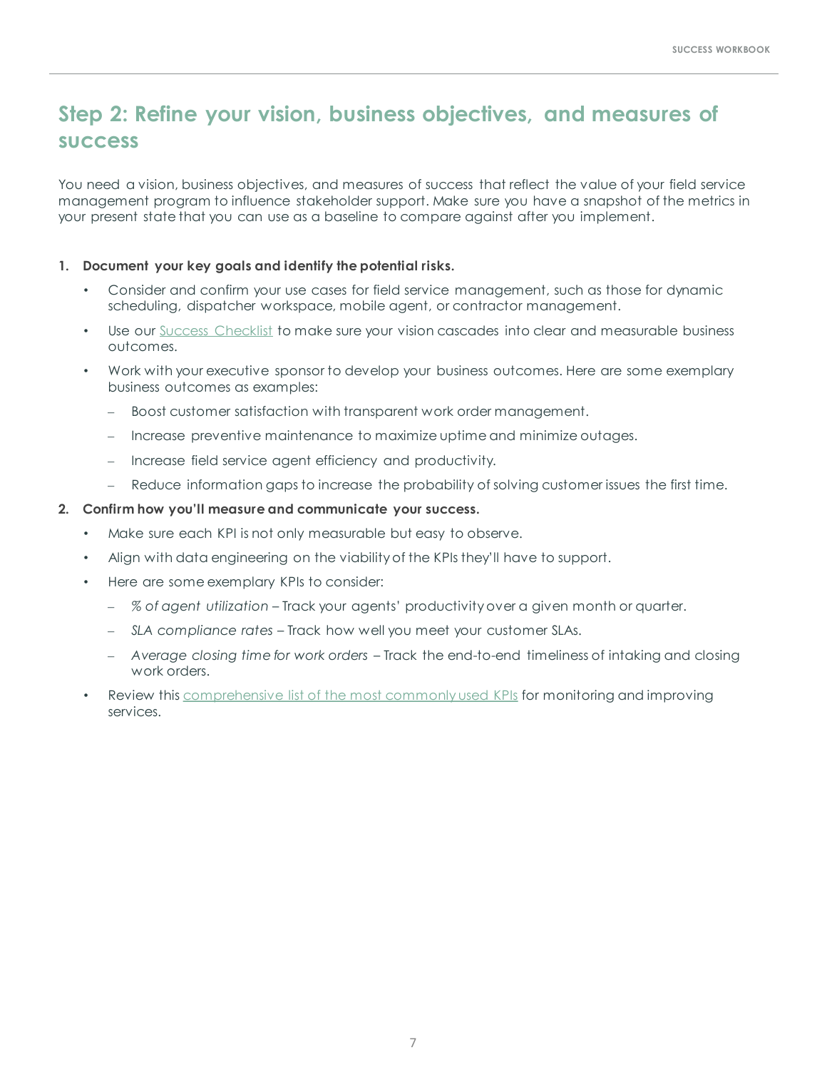# Step 2: Refine your vision, business objectives, and measures of success

You need a vision, business objectives, and measures of success that reflect the value of your field service management program to influence stakeholder support. Make sure you have a snapshot of the metrics in your present state that you can use as a baseline to compare against after you implement.

1. **Document your key goals and identify the potential risks.**
   - Consider and confirm your use cases for field service management, such as those for dynamic scheduling, dispatcher workspace, mobile agent, or contractor management.
   - Use our Success Checklist to make sure your vision cascades into clear and measurable business outcomes.
   - Work with your executive sponsor to develop your business outcomes. Here are some exemplary business outcomes as examples:
     - Boost customer satisfaction with transparent work order management.
     - Increase preventive maintenance to maximize uptime and minimize outages.
     - Increase field service agent efficiency and productivity.
     - Reduce information gaps to increase the probability of solving customer issues the first time.
2. **Confirm how you'll measure and communicate your success.**
   - Make sure each KPI is not only measurable but easy to observe.
   - Align with data engineering on the viability of the KPIs they'll have to support.
   - Here are some exemplary KPIs to consider:
     - *% of agent utilization* – Track your agents' productivity over a given month or quarter.
     - *SLA compliance rates* – Track how well you meet your customer SLAs.
     - *Average closing time for work orders* – Track the end-to-end timeliness of intaking and closing work orders.
   - Review this comprehensive list of the most commonly used KPIs for monitoring and improving services.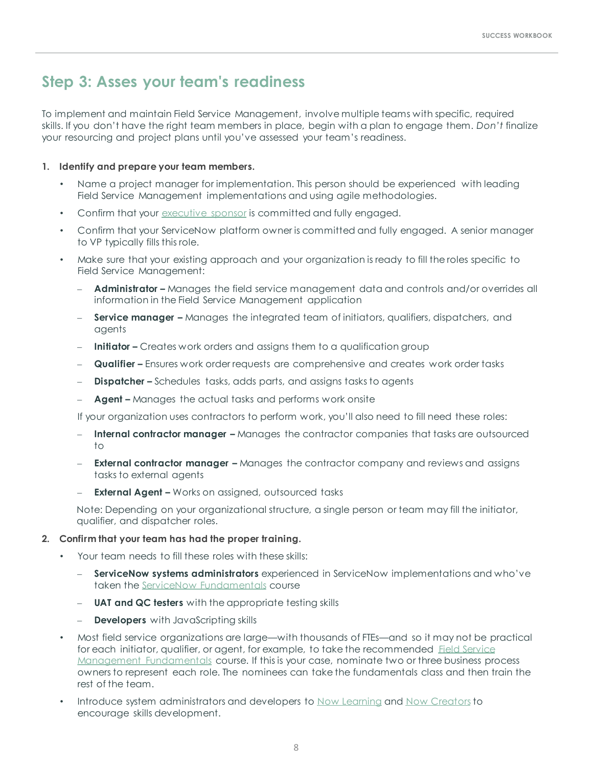## Step 3: Asses your team's readiness

To implement and maintain Field Service Management, involve multiple teams with specific, required skills. If you don't have the right team members in place, begin with a plan to engage them. *Don't* finalize your resourcing and project plans until you've assessed your team's readiness.

1. **Identify and prepare your team members.**
   - Name a project manager for implementation. This person should be experienced with leading Field Service Management implementations and using agile methodologies.
   - Confirm that your executive sponsor is committed and fully engaged.
   - Confirm that your ServiceNow platform owner is committed and fully engaged. A senior manager to VP typically fills this role.
   - Make sure that your existing approach and your organization is ready to fill the roles specific to Field Service Management:
     - **Administrator –** Manages the field service management data and controls and/or overrides all information in the Field Service Management application
     - **Service manager –** Manages the integrated team of initiators, qualifiers, dispatchers, and agents
     - **Initiator –** Creates work orders and assigns them to a qualification group
     - **Qualifier –** Ensures work order requests are comprehensive and creates work order tasks
     - **Dispatcher –** Schedules tasks, adds parts, and assigns tasks to agents
     - **Agent –** Manages the actual tasks and performs work onsite

     If your organization uses contractors to perform work, you'll also need to fill need these roles:

     - **Internal contractor manager –** Manages the contractor companies that tasks are outsourced to
     - **External contractor manager –** Manages the contractor company and reviews and assigns tasks to external agents
     - **External Agent –** Works on assigned, outsourced tasks

     Note: Depending on your organizational structure, a single person or team may fill the initiator, qualifier, and dispatcher roles.

2. **Confirm that your team has had the proper training.**
   - Your team needs to fill these roles with these skills:
     - **ServiceNow systems administrators** experienced in ServiceNow implementations and who've taken the ServiceNow Fundamentals course
     - **UAT and QC testers** with the appropriate testing skills
     - **Developers** with JavaScripting skills
   - *Most field service organizations are large—with thousands of FTEs—and so it may not be practical for each initiator, qualifier, or agent, for example, to take the recommended Field Service Management Fundamentals course. If this is your case, nominate two or three business process owners to represent each role. The nominees can take the fundamentals class and then train the rest of the team.*
   - Introduce system administrators and developers to Now Learning and Now Creators to encourage skills development.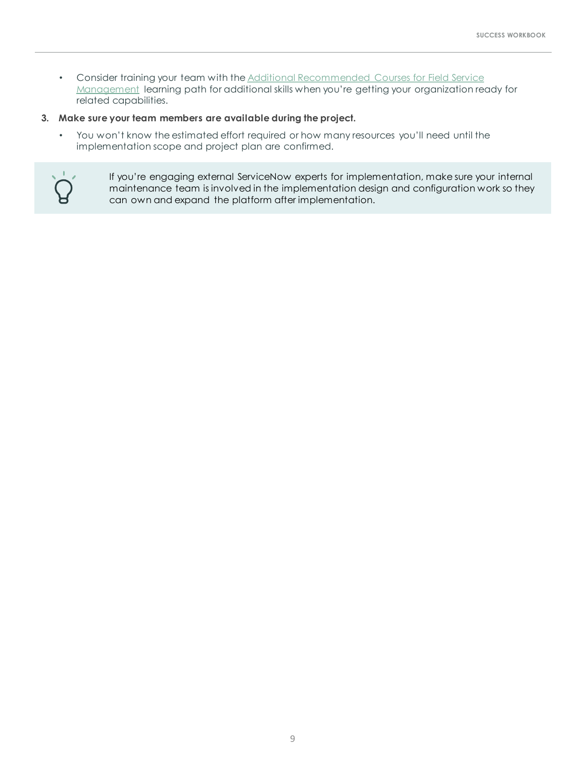- Consider training your team with the [Additional Recommended Courses for Field Service Management] learning path for additional skills when you're getting your organization ready for related capabilities.

3. **Make sure your team members are available during the project.**
   - You won't know the estimated effort required or how many resources you'll need until the implementation scope and project plan are confirmed.

> If you're engaging external ServiceNow experts for implementation, make sure your internal maintenance team is involved in the implementation design and configuration work so they can own and expand the platform after implementation.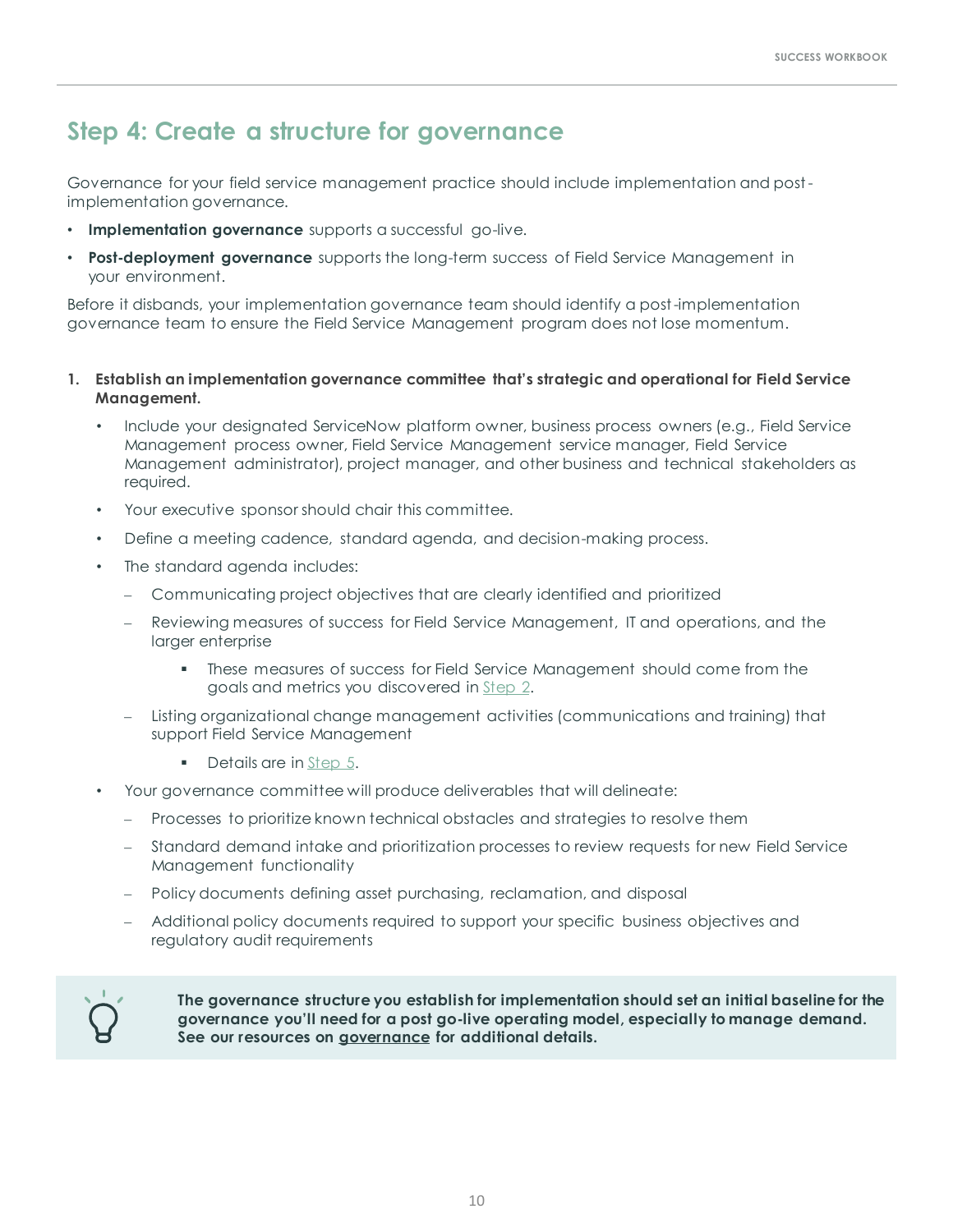## Step 4: Create a structure for governance

Governance for your field service management practice should include implementation and post-implementation governance.

- **Implementation governance** supports a successful go-live.
- **Post-deployment governance** supports the long-term success of Field Service Management in your environment.

Before it disbands, your implementation governance team should identify a post-implementation governance team to ensure the Field Service Management program does not lose momentum.

1. **Establish an implementation governance committee that's strategic and operational for Field Service Management.**
   - Include your designated ServiceNow platform owner, business process owners (e.g., Field Service Management process owner, Field Service Management service manager, Field Service Management administrator), project manager, and other business and technical stakeholders as required.
   - Your executive sponsor should chair this committee.
   - Define a meeting cadence, standard agenda, and decision-making process.
   - The standard agenda includes:
     - Communicating project objectives that are clearly identified and prioritized
     - Reviewing measures of success for Field Service Management, IT and operations, and the larger enterprise
       - These measures of success for Field Service Management should come from the goals and metrics you discovered in Step 2.
     - Listing organizational change management activities (communications and training) that support Field Service Management
       - Details are in Step 5.
   - Your governance committee will produce deliverables that will delineate:
     - Processes to prioritize known technical obstacles and strategies to resolve them
     - Standard demand intake and prioritization processes to review requests for new Field Service Management functionality
     - Policy documents defining asset purchasing, reclamation, and disposal
     - Additional policy documents required to support your specific business objectives and regulatory audit requirements

**The governance structure you establish for implementation should set an initial baseline for the governance you'll need for a post go-live operating model, especially to manage demand. See our resources on governance for additional details.**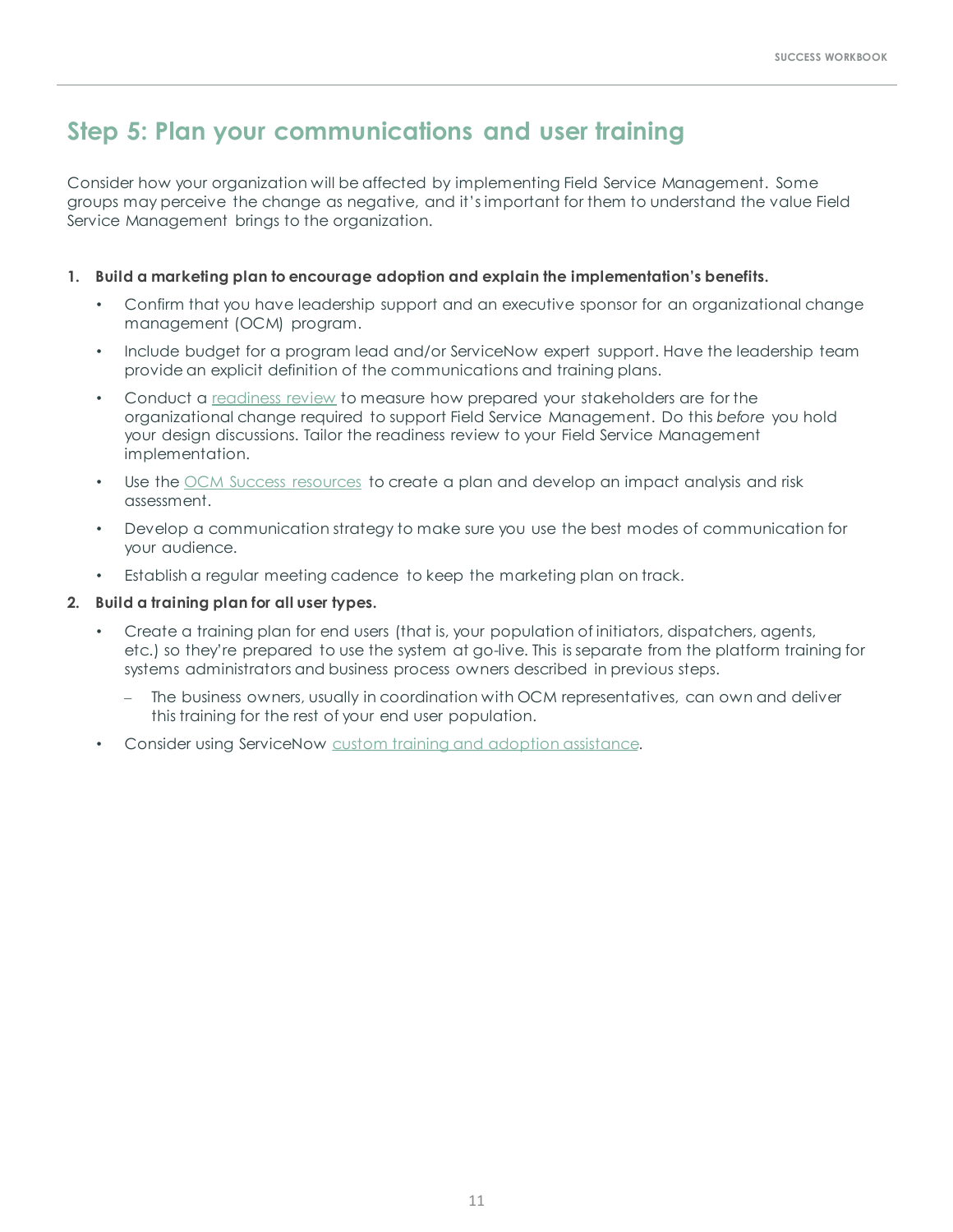## Step 5: Plan your communications and user training

Consider how your organization will be affected by implementing Field Service Management. Some groups may perceive the change as negative, and it's important for them to understand the value Field Service Management brings to the organization.

1. **Build a marketing plan to encourage adoption and explain the implementation's benefits.**
   - Confirm that you have leadership support and an executive sponsor for an organizational change management (OCM) program.
   - Include budget for a program lead and/or ServiceNow expert support. Have the leadership team provide an explicit definition of the communications and training plans.
   - Conduct a readiness review to measure how prepared your stakeholders are for the organizational change required to support Field Service Management. Do this *before* you hold your design discussions. Tailor the readiness review to your Field Service Management implementation.
   - Use the OCM Success resources to create a plan and develop an impact analysis and risk assessment.
   - Develop a communication strategy to make sure you use the best modes of communication for your audience.
   - Establish a regular meeting cadence to keep the marketing plan on track.
2. **Build a training plan for all user types.**
   - Create a training plan for end users (that is, your population of initiators, dispatchers, agents, etc.) so they're prepared to use the system at go-live. This is separate from the platform training for systems administrators and business process owners described in previous steps.
     - The business owners, usually in coordination with OCM representatives, can own and deliver this training for the rest of your end user population.
   - Consider using ServiceNow custom training and adoption assistance.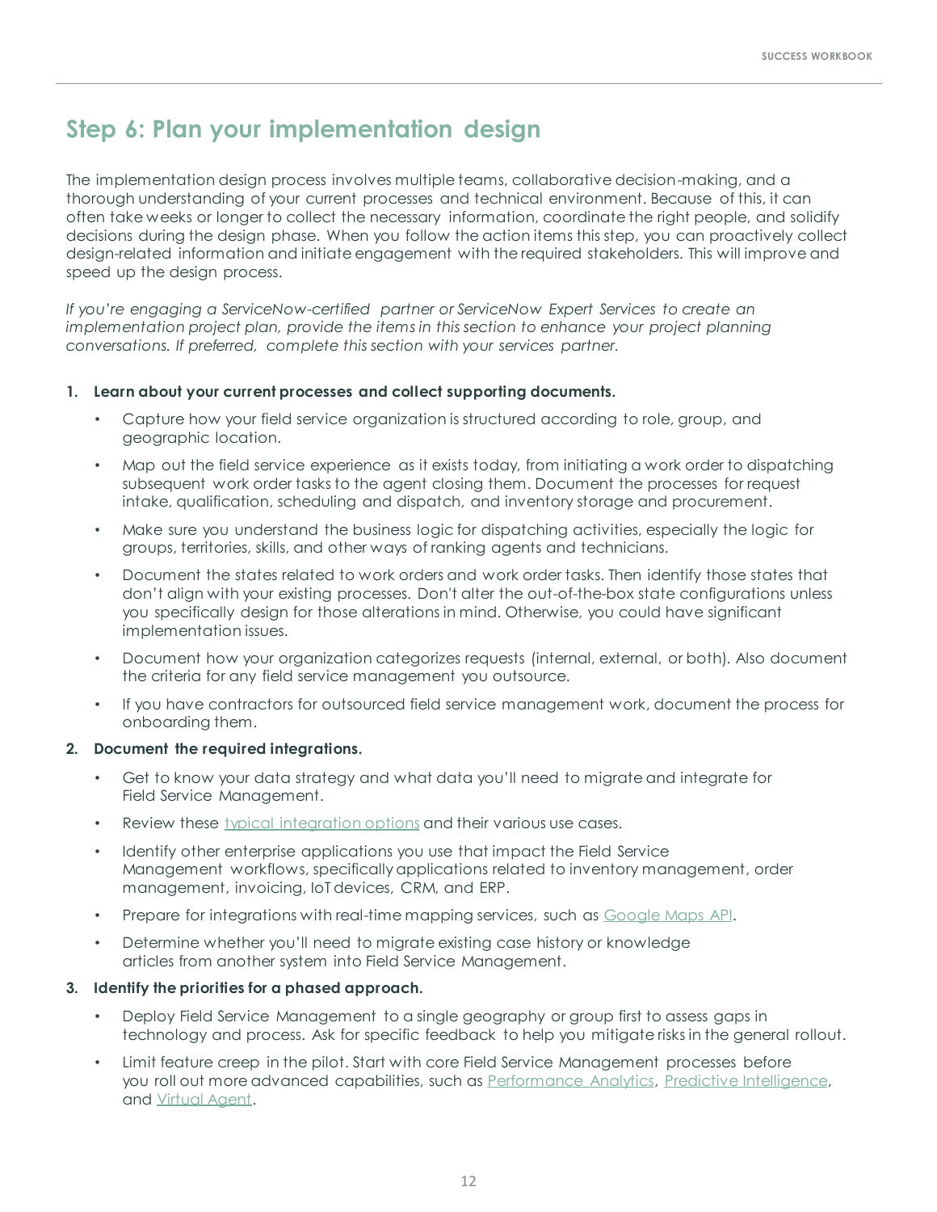## Step 6: Plan your implementation design

The implementation design process involves multiple teams, collaborative decision-making, and a thorough understanding of your current processes and technical environment. Because of this, it can often take weeks or longer to collect the necessary information, coordinate the right people, and solidify decisions during the design phase. When you follow the action items this step, you can proactively collect design-related information and initiate engagement with the required stakeholders. This will improve and speed up the design process.

*If you're engaging a ServiceNow-certified partner or ServiceNow Expert Services to create an implementation project plan, provide the items in this section to enhance your project planning conversations. If preferred, complete this section with your services partner.*

1. **Learn about your current processes and collect supporting documents.**
   - Capture how your field service organization is structured according to role, group, and geographic location.
   - Map out the field service experience as it exists today, from initiating a work order to dispatching subsequent work order tasks to the agent closing them. Document the processes for request intake, qualification, scheduling and dispatch, and inventory storage and procurement.
   - Make sure you understand the business logic for dispatching activities, especially the logic for groups, territories, skills, and other ways of ranking agents and technicians.
   - Document the states related to work orders and work order tasks. Then identify those states that don't align with your existing processes. Don't alter the out-of-the-box state configurations unless you specifically design for those alterations in mind. Otherwise, you could have significant implementation issues.
   - Document how your organization categorizes requests (internal, external, or both). Also document the criteria for any field service management you outsource.
   - If you have contractors for outsourced field service management work, document the process for onboarding them.
2. **Document the required integrations.**
   - Get to know your data strategy and what data you'll need to migrate and integrate for Field Service Management.
   - Review these typical integration options and their various use cases.
   - Identify other enterprise applications you use that impact the Field Service Management workflows, specifically applications related to inventory management, order management, invoicing, IoT devices, CRM, and ERP.
   - Prepare for integrations with real-time mapping services, such as Google Maps API.
   - Determine whether you'll need to migrate existing case history or knowledge articles from another system into Field Service Management.
3. **Identify the priorities for a phased approach.**
   - Deploy Field Service Management to a single geography or group first to assess gaps in technology and process. Ask for specific feedback to help you mitigate risks in the general rollout.
   - Limit feature creep in the pilot. Start with core Field Service Management processes before you roll out more advanced capabilities, such as Performance Analytics, Predictive Intelligence, and Virtual Agent.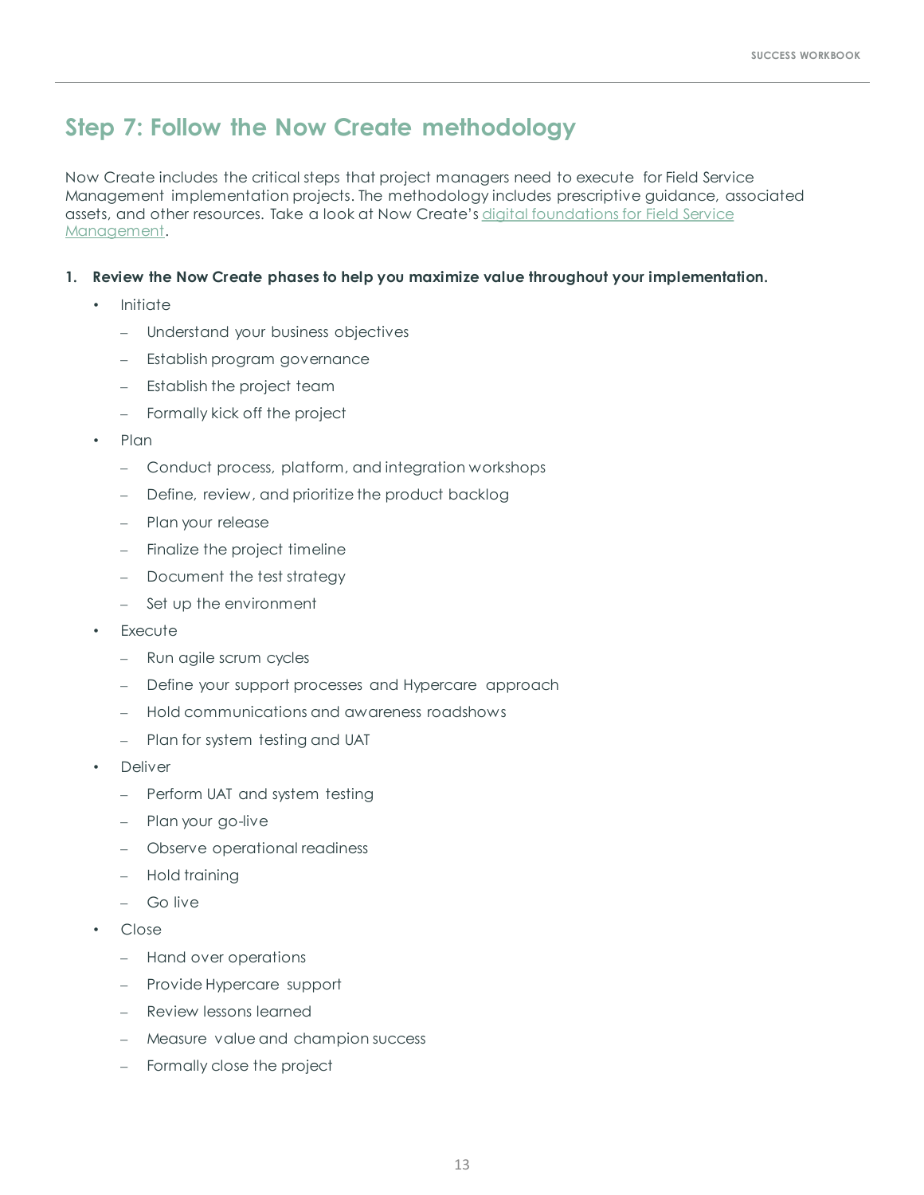## Step 7: Follow the Now Create methodology

Now Create includes the critical steps that project managers need to execute for Field Service Management implementation projects. The methodology includes prescriptive guidance, associated assets, and other resources. Take a look at Now Create's [digital foundations for Field Service Management](#).

1. **Review the Now Create phases to help you maximize value throughout your implementation.**
   - Initiate
     - Understand your business objectives
     - Establish program governance
     - Establish the project team
     - Formally kick off the project
   - Plan
     - Conduct process, platform, and integration workshops
     - Define, review, and prioritize the product backlog
     - Plan your release
     - Finalize the project timeline
     - Document the test strategy
     - Set up the environment
   - Execute
     - Run agile scrum cycles
     - Define your support processes and Hypercare approach
     - Hold communications and awareness roadshows
     - Plan for system testing and UAT
   - Deliver
     - Perform UAT and system testing
     - Plan your go-live
     - Observe operational readiness
     - Hold training
     - Go live
   - Close
     - Hand over operations
     - Provide Hypercare support
     - Review lessons learned
     - Measure value and champion success
     - Formally close the project